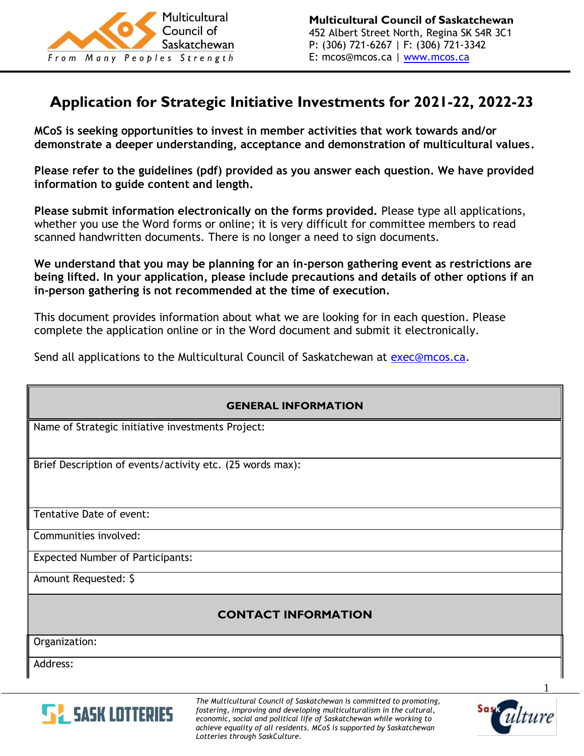Multicultural Council of Saskatchewan

*From Many Peoples Strength*

**Multicultural Council of Saskatchewan**
452 Albert Street North, Regina SK S4R 3C1
P: (306) 721-6267 | F: (306) 721-3342
E: mcos@mcos.ca | www.mcos.ca

# Application for Strategic Initiative Investments for 2021-22, 2022-23

**MCoS is seeking opportunities to invest in member activities that work towards and/or demonstrate a deeper understanding, acceptance and demonstration of multicultural values.**

**Please refer to the guidelines (pdf) provided as you answer each question. We have provided information to guide content and length.**

**Please submit information electronically on the forms provided.** Please type all applications, whether you use the Word forms or online; it is very difficult for committee members to read scanned handwritten documents. There is no longer a need to sign documents.

**We understand that you may be planning for an in-person gathering event as restrictions are being lifted. In your application, please include precautions and details of other options if an in-person gathering is not recommended at the time of execution.**

This document provides information about what we are looking for in each question. Please complete the application online or in the Word document and submit it electronically.

Send all applications to the Multicultural Council of Saskatchewan at exec@mcos.ca.

| **GENERAL INFORMATION** |
|---|
| Name of Strategic initiative investments Project: |
| Brief Description of events/activity etc. (25 words max): |
| Tentative Date of event: |
| Communities involved: |
| Expected Number of Participants: |
| Amount Requested: $ |
| **CONTACT INFORMATION** |
| Organization: |
| Address: |

*The Multicultural Council of Saskatchewan is committed to promoting, fostering, improving and developing multiculturalism in the cultural, economic, social and political life of Saskatchewan while working to achieve equality of all residents. MCoS is supported by Saskatchewan Lotteries through SaskCulture.*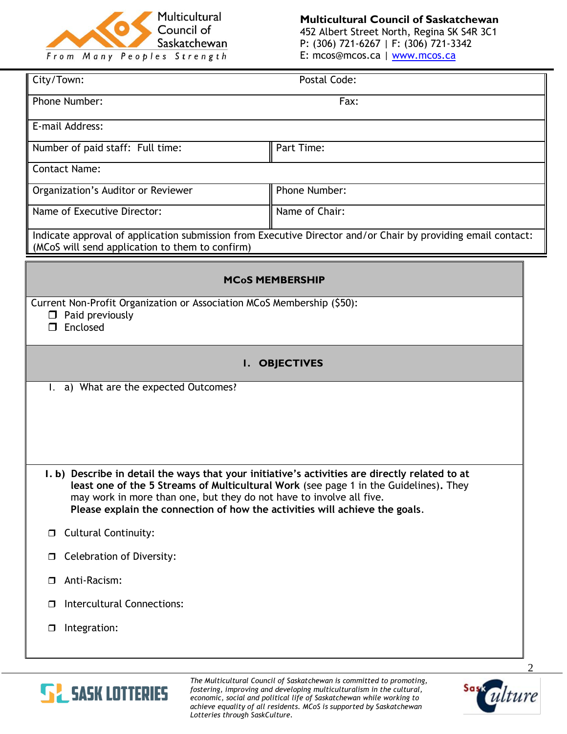| City/Town: | Postal Code: |
|---|---|
| Phone Number: | Fax: |
| E-mail Address: | |
| Number of paid staff: Full time: | Part Time: |
| Contact Name: | |
| Organization's Auditor or Reviewer | Phone Number: |
| Name of Executive Director: | Name of Chair: |
| Indicate approval of application submission from Executive Director and/or Chair by providing email contact: (MCoS will send application to them to confirm) | |

## MCoS MEMBERSHIP

Current Non-Profit Organization or Association MCoS Membership ($50):

- ❒ Paid previously
- ❒ Enclosed

## I. OBJECTIVES

I. a) What are the expected Outcomes?

**I. b) Describe in detail the ways that your initiative's activities are directly related to at least one of the 5 Streams of Multicultural Work** (see page 1 in the Guidelines)**.** They may work in more than one, but they do not have to involve all five. **Please explain the connection of how the activities will achieve the goals**.

- ❒ Cultural Continuity:
- ❒ Celebration of Diversity:
- ❒ Anti-Racism:
- ❒ Intercultural Connections:
- ❒ Integration:

*The Multicultural Council of Saskatchewan is committed to promoting, fostering, improving and developing multiculturalism in the cultural, economic, social and political life of Saskatchewan while working to achieve equality of all residents. MCoS is supported by Saskatchewan Lotteries through SaskCulture.*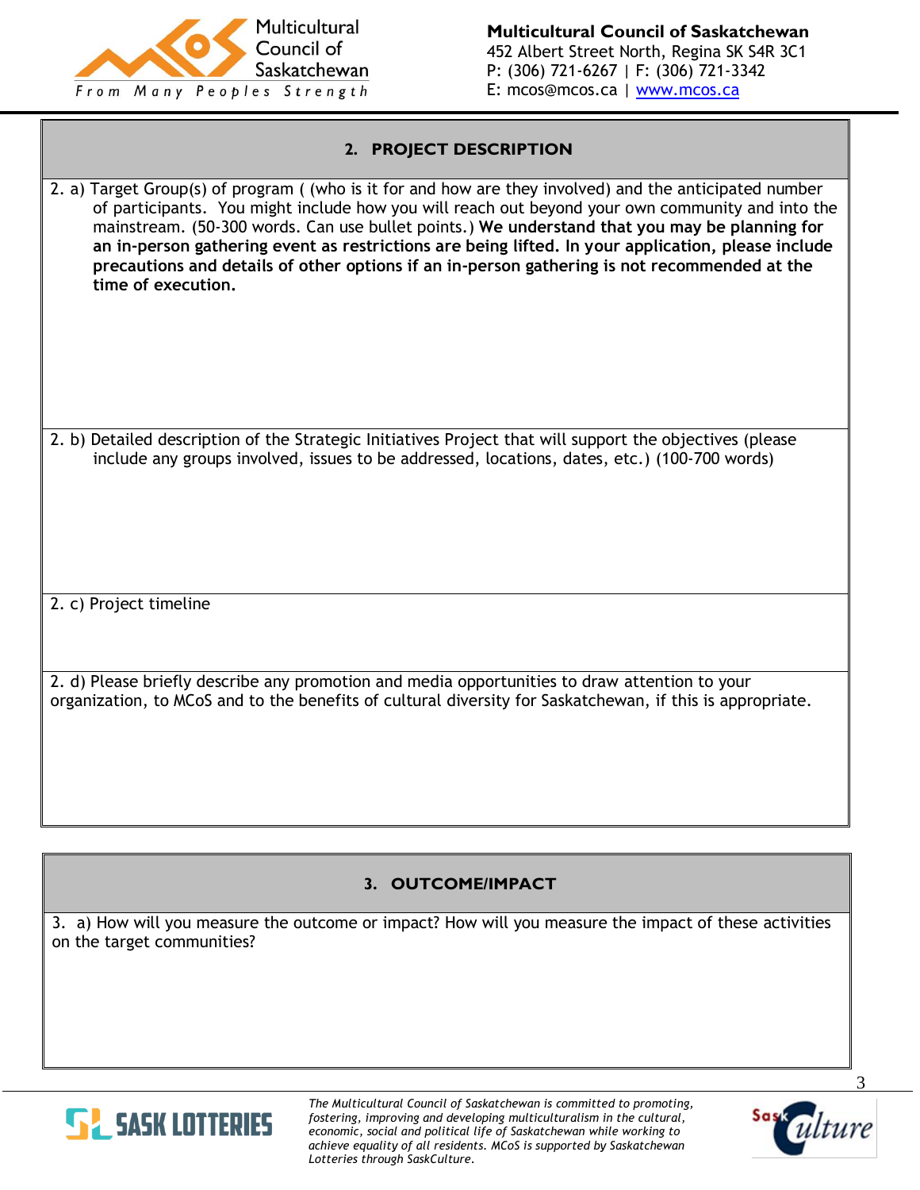## 2. PROJECT DESCRIPTION

2. a) Target Group(s) of program ( (who is it for and how are they involved) and the anticipated number of participants. You might include how you will reach out beyond your own community and into the mainstream. (50-300 words. Can use bullet points.) **We understand that you may be planning for an in-person gathering event as restrictions are being lifted. In your application, please include precautions and details of other options if an in-person gathering is not recommended at the time of execution.**

2. b) Detailed description of the Strategic Initiatives Project that will support the objectives (please include any groups involved, issues to be addressed, locations, dates, etc.) (100-700 words)

2. c) Project timeline

2. d) Please briefly describe any promotion and media opportunities to draw attention to your organization, to MCoS and to the benefits of cultural diversity for Saskatchewan, if this is appropriate.

## 3. OUTCOME/IMPACT

3. a) How will you measure the outcome or impact? How will you measure the impact of these activities on the target communities?

*The Multicultural Council of Saskatchewan is committed to promoting, fostering, improving and developing multiculturalism in the cultural, economic, social and political life of Saskatchewan while working to achieve equality of all residents. MCoS is supported by Saskatchewan Lotteries through SaskCulture.*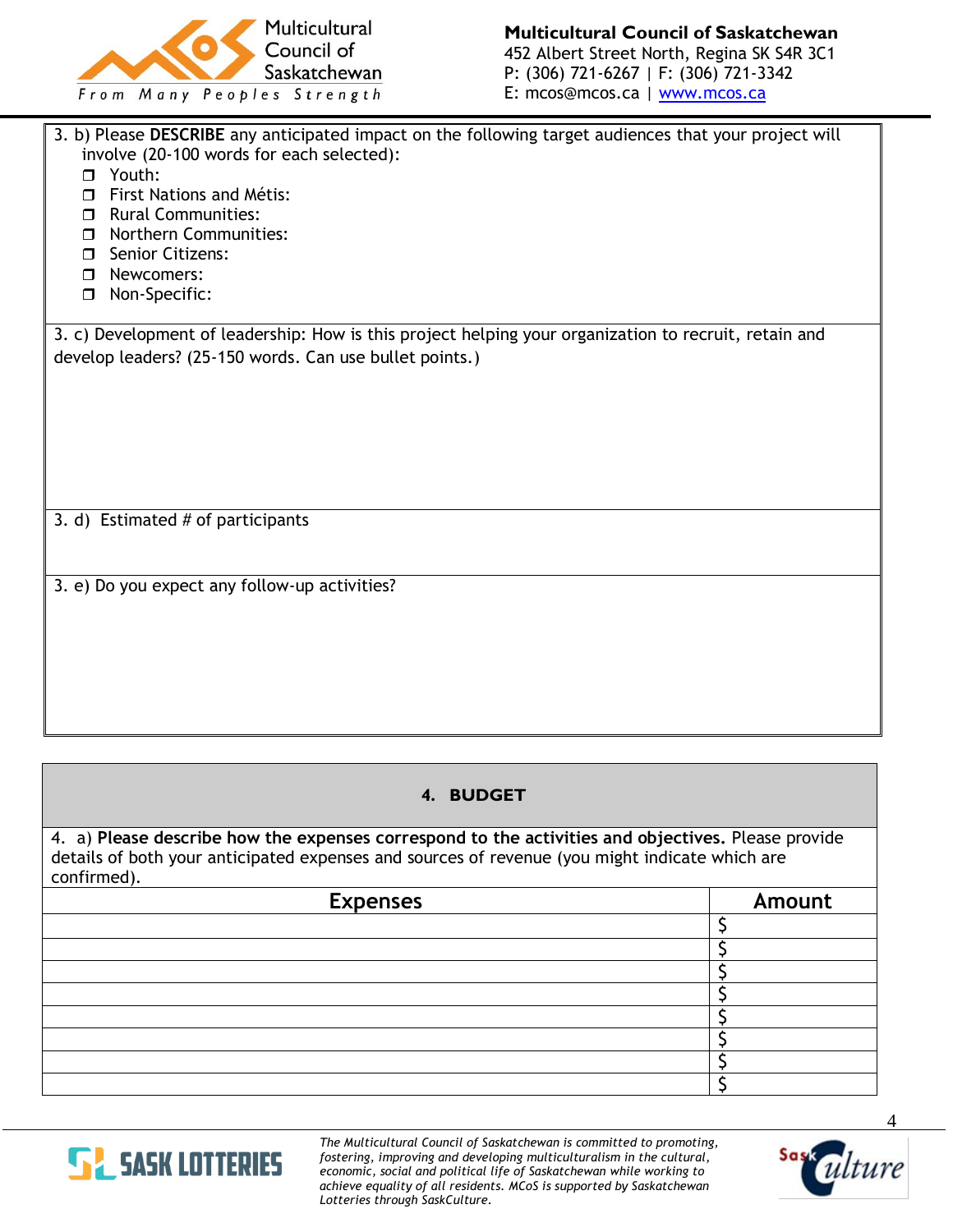3. b) Please **DESCRIBE** any anticipated impact on the following target audiences that your project will involve (20-100 words for each selected):

- ❒ Youth:
- ❒ First Nations and Métis:
- ❒ Rural Communities:
- ❒ Northern Communities:
- ❒ Senior Citizens:
- ❒ Newcomers:
- ❒ Non-Specific:

3. c) Development of leadership: How is this project helping your organization to recruit, retain and develop leaders? (25-150 words. Can use bullet points.)

3. d) Estimated # of participants

3. e) Do you expect any follow-up activities?

## 4. BUDGET

4. a) **Please describe how the expenses correspond to the activities and objectives.** Please provide details of both your anticipated expenses and sources of revenue (you might indicate which are confirmed).

| Expenses | Amount |
|---|---|
| | $ |
| | $ |
| | $ |
| | $ |
| | $ |
| | $ |
| | $ |
| | $ |

*The Multicultural Council of Saskatchewan is committed to promoting, fostering, improving and developing multiculturalism in the cultural, economic, social and political life of Saskatchewan while working to achieve equality of all residents. MCoS is supported by Saskatchewan Lotteries through SaskCulture.*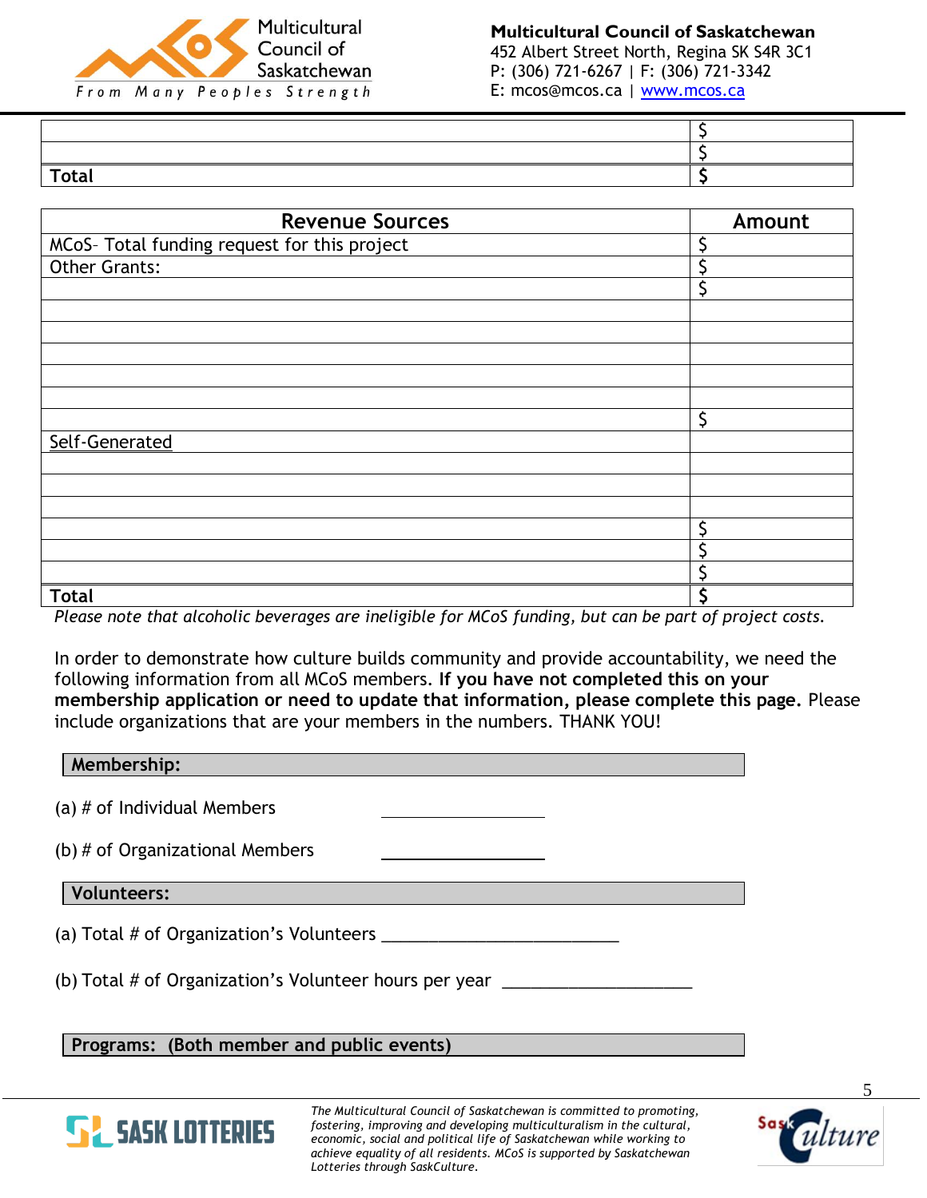| | |
|---|---|
| | $ |
| | $ |
| **Total** | **$** |

| Revenue Sources | Amount |
|---|---|
| MCoS– Total funding request for this project | $ |
| Other Grants: | $ |
| | $ |
| | |
| | |
| | |
| | |
| | |
| | $ |
| Self-Generated | |
| | |
| | |
| | |
| | $ |
| | $ |
| | $ |
| **Total** | **$** |

*Please note that alcoholic beverages are ineligible for MCoS funding, but can be part of project costs.*

In order to demonstrate how culture builds community and provide accountability, we need the following information from all MCoS members. **If you have not completed this on your membership application or need to update that information, please complete this page.** Please include organizations that are your members in the numbers. THANK YOU!

**Membership:**

(a) # of Individual Members ____________________

(b) # of Organizational Members ____________________

**Volunteers:**

(a) Total # of Organization's Volunteers ____________________________

(b) Total # of Organization's Volunteer hours per year ______________________

**Programs: (Both member and public events)**

*The Multicultural Council of Saskatchewan is committed to promoting, fostering, improving and developing multiculturalism in the cultural, economic, social and political life of Saskatchewan while working to achieve equality of all residents. MCoS is supported by Saskatchewan Lotteries through SaskCulture.*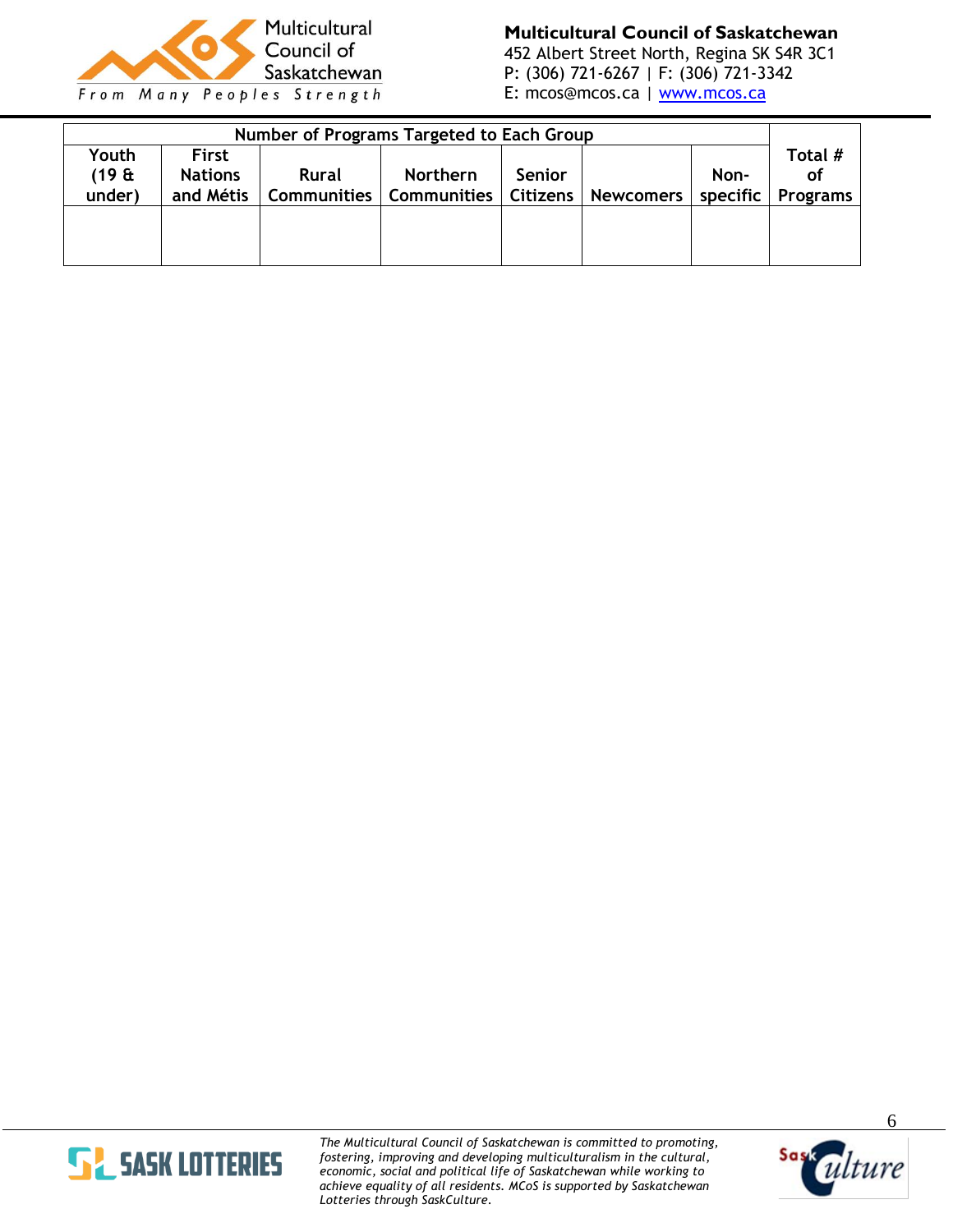| Number of Programs Targeted to Each Group | | | | | | | Total # of Programs |
|---|---|---|---|---|---|---|---|
| Youth (19 & under) | First Nations and Métis | Rural Communities | Northern Communities | Senior Citizens | Newcomers | Non-specific | |
| | | | | | | | |